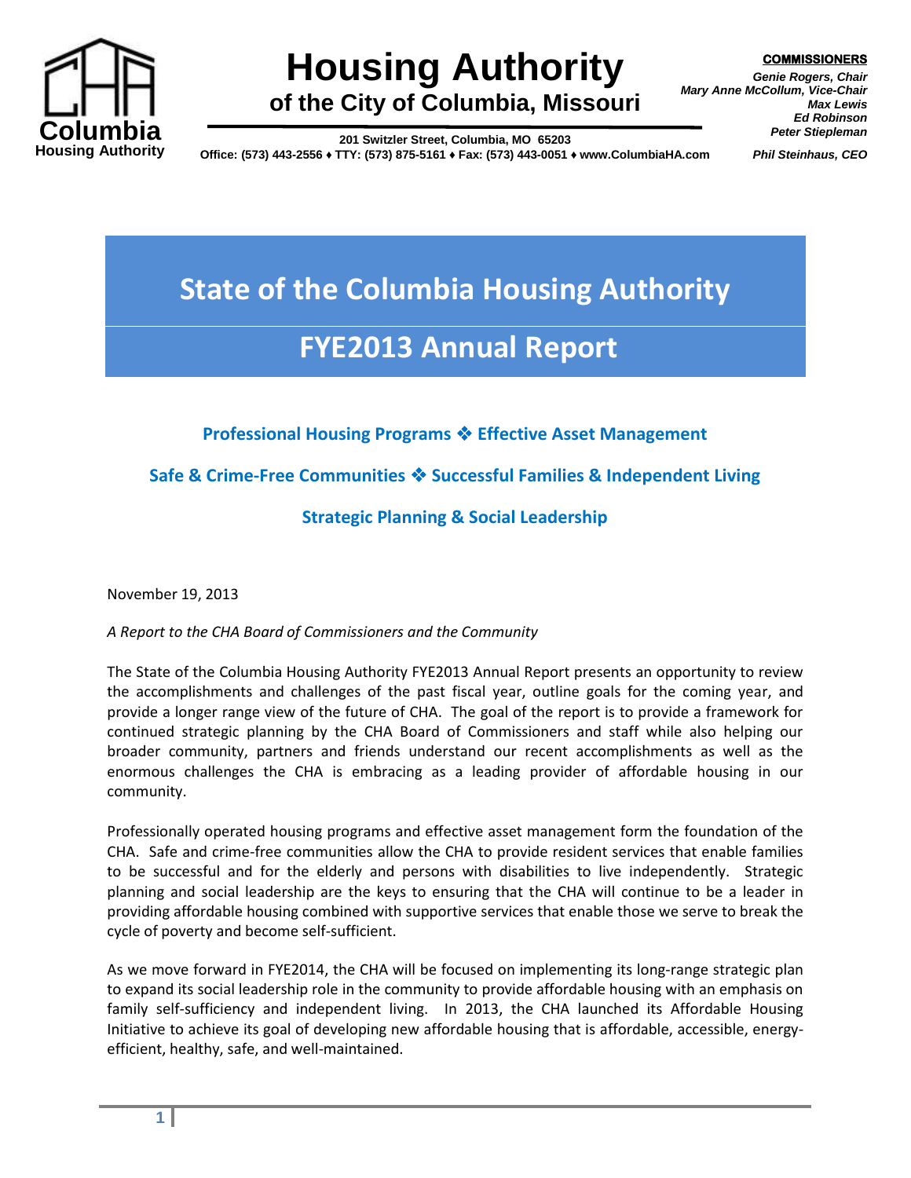Columbia Housing Authority

# Housing Authority
## of the City of Columbia, Missouri

**201 Switzler Street, Columbia, MO 65203**
**Office: (573) 443-2556 ♦ TTY: (573) 875-5161 ♦ Fax: (573) 443-0051 ♦ www.ColumbiaHA.com**

**COMMISSIONERS**
***Genie Rogers, Chair***
***Mary Anne McCollum, Vice-Chair***
***Max Lewis***
***Ed Robinson***
***Peter Stiepleman***

***Phil Steinhaus, CEO***

# State of the Columbia Housing Authority

# FYE2013 Annual Report

**Professional Housing Programs ❖ Effective Asset Management**

**Safe & Crime-Free Communities ❖ Successful Families & Independent Living**

**Strategic Planning & Social Leadership**

November 19, 2013

*A Report to the CHA Board of Commissioners and the Community*

The State of the Columbia Housing Authority FYE2013 Annual Report presents an opportunity to review the accomplishments and challenges of the past fiscal year, outline goals for the coming year, and provide a longer range view of the future of CHA. The goal of the report is to provide a framework for continued strategic planning by the CHA Board of Commissioners and staff while also helping our broader community, partners and friends understand our recent accomplishments as well as the enormous challenges the CHA is embracing as a leading provider of affordable housing in our community.

Professionally operated housing programs and effective asset management form the foundation of the CHA. Safe and crime-free communities allow the CHA to provide resident services that enable families to be successful and for the elderly and persons with disabilities to live independently. Strategic planning and social leadership are the keys to ensuring that the CHA will continue to be a leader in providing affordable housing combined with supportive services that enable those we serve to break the cycle of poverty and become self-sufficient.

As we move forward in FYE2014, the CHA will be focused on implementing its long-range strategic plan to expand its social leadership role in the community to provide affordable housing with an emphasis on family self-sufficiency and independent living. In 2013, the CHA launched its Affordable Housing Initiative to achieve its goal of developing new affordable housing that is affordable, accessible, energy-efficient, healthy, safe, and well-maintained.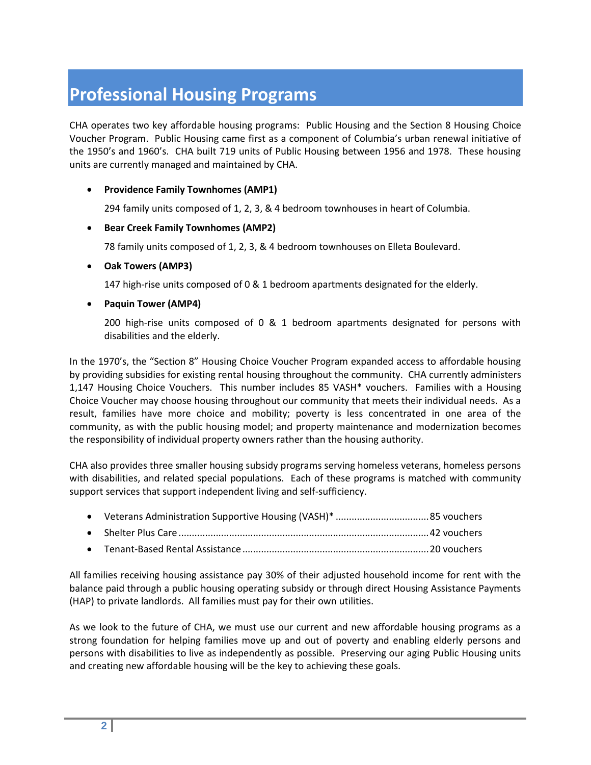# Professional Housing Programs

CHA operates two key affordable housing programs: Public Housing and the Section 8 Housing Choice Voucher Program. Public Housing came first as a component of Columbia's urban renewal initiative of the 1950's and 1960's. CHA built 719 units of Public Housing between 1956 and 1978. These housing units are currently managed and maintained by CHA.

- **Providence Family Townhomes (AMP1)**

  294 family units composed of 1, 2, 3, & 4 bedroom townhouses in heart of Columbia.

- **Bear Creek Family Townhomes (AMP2)**

  78 family units composed of 1, 2, 3, & 4 bedroom townhouses on Elleta Boulevard.

- **Oak Towers (AMP3)**

  147 high-rise units composed of 0 & 1 bedroom apartments designated for the elderly.

- **Paquin Tower (AMP4)**

  200 high-rise units composed of 0 & 1 bedroom apartments designated for persons with disabilities and the elderly.

In the 1970's, the "Section 8" Housing Choice Voucher Program expanded access to affordable housing by providing subsidies for existing rental housing throughout the community. CHA currently administers 1,147 Housing Choice Vouchers. This number includes 85 VASH* vouchers. Families with a Housing Choice Voucher may choose housing throughout our community that meets their individual needs. As a result, families have more choice and mobility; poverty is less concentrated in one area of the community, as with the public housing model; and property maintenance and modernization becomes the responsibility of individual property owners rather than the housing authority.

CHA also provides three smaller housing subsidy programs serving homeless veterans, homeless persons with disabilities, and related special populations. Each of these programs is matched with community support services that support independent living and self-sufficiency.

- Veterans Administration Supportive Housing (VASH)* .................................. 85 vouchers
- Shelter Plus Care ............................................................................................ 42 vouchers
- Tenant-Based Rental Assistance ..................................................................... 20 vouchers

All families receiving housing assistance pay 30% of their adjusted household income for rent with the balance paid through a public housing operating subsidy or through direct Housing Assistance Payments (HAP) to private landlords. All families must pay for their own utilities.

As we look to the future of CHA, we must use our current and new affordable housing programs as a strong foundation for helping families move up and out of poverty and enabling elderly persons and persons with disabilities to live as independently as possible. Preserving our aging Public Housing units and creating new affordable housing will be the key to achieving these goals.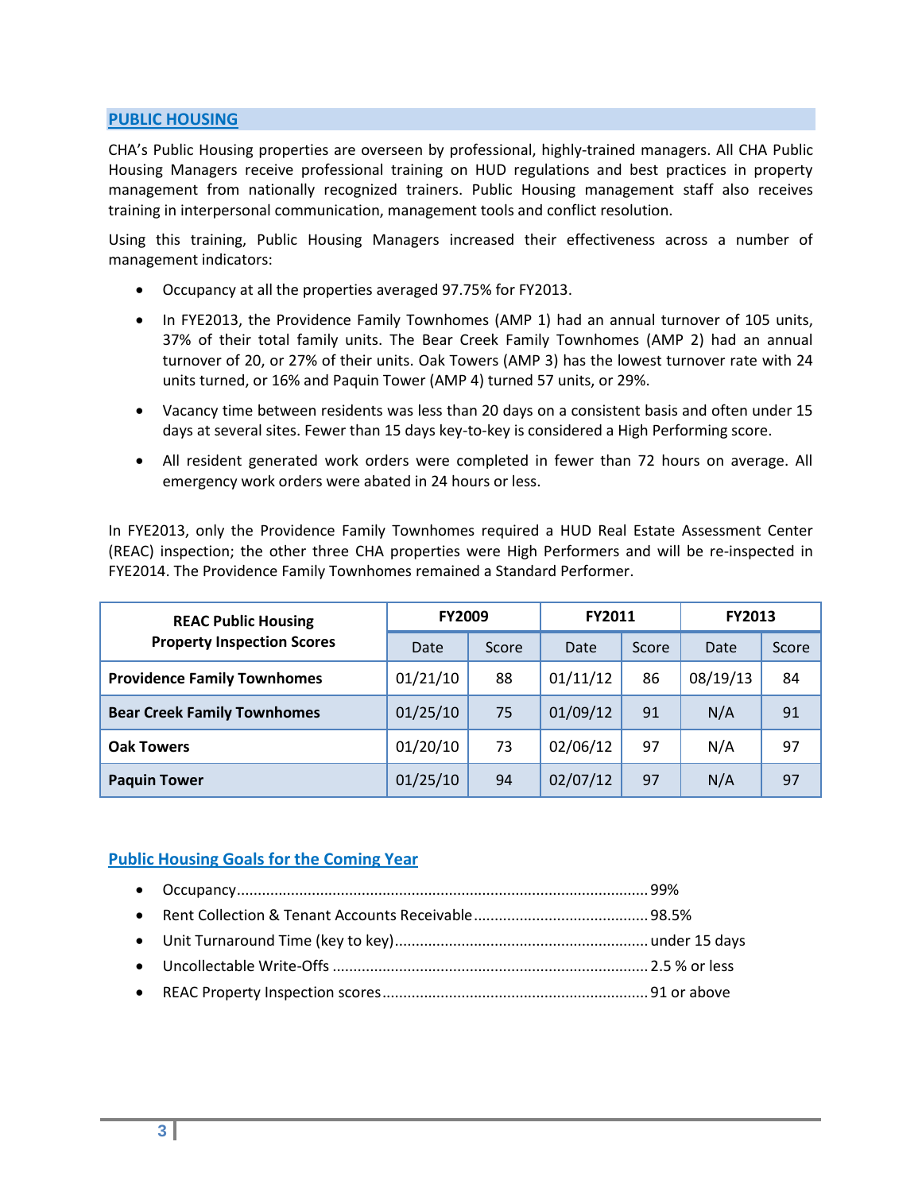## PUBLIC HOUSING

CHA's Public Housing properties are overseen by professional, highly-trained managers. All CHA Public Housing Managers receive professional training on HUD regulations and best practices in property management from nationally recognized trainers. Public Housing management staff also receives training in interpersonal communication, management tools and conflict resolution.

Using this training, Public Housing Managers increased their effectiveness across a number of management indicators:

- Occupancy at all the properties averaged 97.75% for FY2013.
- In FYE2013, the Providence Family Townhomes (AMP 1) had an annual turnover of 105 units, 37% of their total family units. The Bear Creek Family Townhomes (AMP 2) had an annual turnover of 20, or 27% of their units. Oak Towers (AMP 3) has the lowest turnover rate with 24 units turned, or 16% and Paquin Tower (AMP 4) turned 57 units, or 29%.
- Vacancy time between residents was less than 20 days on a consistent basis and often under 15 days at several sites. Fewer than 15 days key-to-key is considered a High Performing score.
- All resident generated work orders were completed in fewer than 72 hours on average. All emergency work orders were abated in 24 hours or less.

In FYE2013, only the Providence Family Townhomes required a HUD Real Estate Assessment Center (REAC) inspection; the other three CHA properties were High Performers and will be re-inspected in FYE2014. The Providence Family Townhomes remained a Standard Performer.

| REAC Public Housing Property Inspection Scores | FY2009 | | FY2011 | | FY2013 | |
|---|---|---|---|---|---|---|
| | Date | Score | Date | Score | Date | Score |
| **Providence Family Townhomes** | 01/21/10 | 88 | 01/11/12 | 86 | 08/19/13 | 84 |
| **Bear Creek Family Townhomes** | 01/25/10 | 75 | 01/09/12 | 91 | N/A | 91 |
| **Oak Towers** | 01/20/10 | 73 | 02/06/12 | 97 | N/A | 97 |
| **Paquin Tower** | 01/25/10 | 94 | 02/07/12 | 97 | N/A | 97 |

### Public Housing Goals for the Coming Year

- Occupancy....................................................................................................99%
- Rent Collection & Tenant Accounts Receivable..........................................98.5%
- Unit Turnaround Time (key to key)............................................................under 15 days
- Uncollectable Write-Offs ...........................................................................2.5 % or less
- REAC Property Inspection scores...............................................................91 or above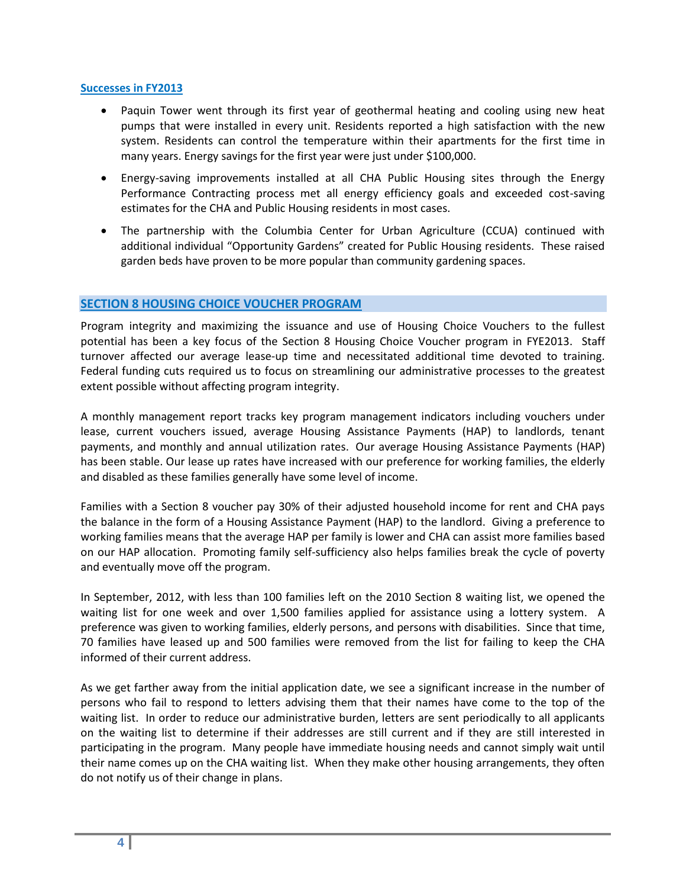### Successes in FY2013

- Paquin Tower went through its first year of geothermal heating and cooling using new heat pumps that were installed in every unit. Residents reported a high satisfaction with the new system. Residents can control the temperature within their apartments for the first time in many years. Energy savings for the first year were just under $100,000.
- Energy-saving improvements installed at all CHA Public Housing sites through the Energy Performance Contracting process met all energy efficiency goals and exceeded cost-saving estimates for the CHA and Public Housing residents in most cases.
- The partnership with the Columbia Center for Urban Agriculture (CCUA) continued with additional individual "Opportunity Gardens" created for Public Housing residents. These raised garden beds have proven to be more popular than community gardening spaces.

## SECTION 8 HOUSING CHOICE VOUCHER PROGRAM

Program integrity and maximizing the issuance and use of Housing Choice Vouchers to the fullest potential has been a key focus of the Section 8 Housing Choice Voucher program in FYE2013. Staff turnover affected our average lease-up time and necessitated additional time devoted to training. Federal funding cuts required us to focus on streamlining our administrative processes to the greatest extent possible without affecting program integrity.

A monthly management report tracks key program management indicators including vouchers under lease, current vouchers issued, average Housing Assistance Payments (HAP) to landlords, tenant payments, and monthly and annual utilization rates. Our average Housing Assistance Payments (HAP) has been stable. Our lease up rates have increased with our preference for working families, the elderly and disabled as these families generally have some level of income.

Families with a Section 8 voucher pay 30% of their adjusted household income for rent and CHA pays the balance in the form of a Housing Assistance Payment (HAP) to the landlord. Giving a preference to working families means that the average HAP per family is lower and CHA can assist more families based on our HAP allocation. Promoting family self-sufficiency also helps families break the cycle of poverty and eventually move off the program.

In September, 2012, with less than 100 families left on the 2010 Section 8 waiting list, we opened the waiting list for one week and over 1,500 families applied for assistance using a lottery system. A preference was given to working families, elderly persons, and persons with disabilities. Since that time, 70 families have leased up and 500 families were removed from the list for failing to keep the CHA informed of their current address.

As we get farther away from the initial application date, we see a significant increase in the number of persons who fail to respond to letters advising them that their names have come to the top of the waiting list. In order to reduce our administrative burden, letters are sent periodically to all applicants on the waiting list to determine if their addresses are still current and if they are still interested in participating in the program. Many people have immediate housing needs and cannot simply wait until their name comes up on the CHA waiting list. When they make other housing arrangements, they often do not notify us of their change in plans.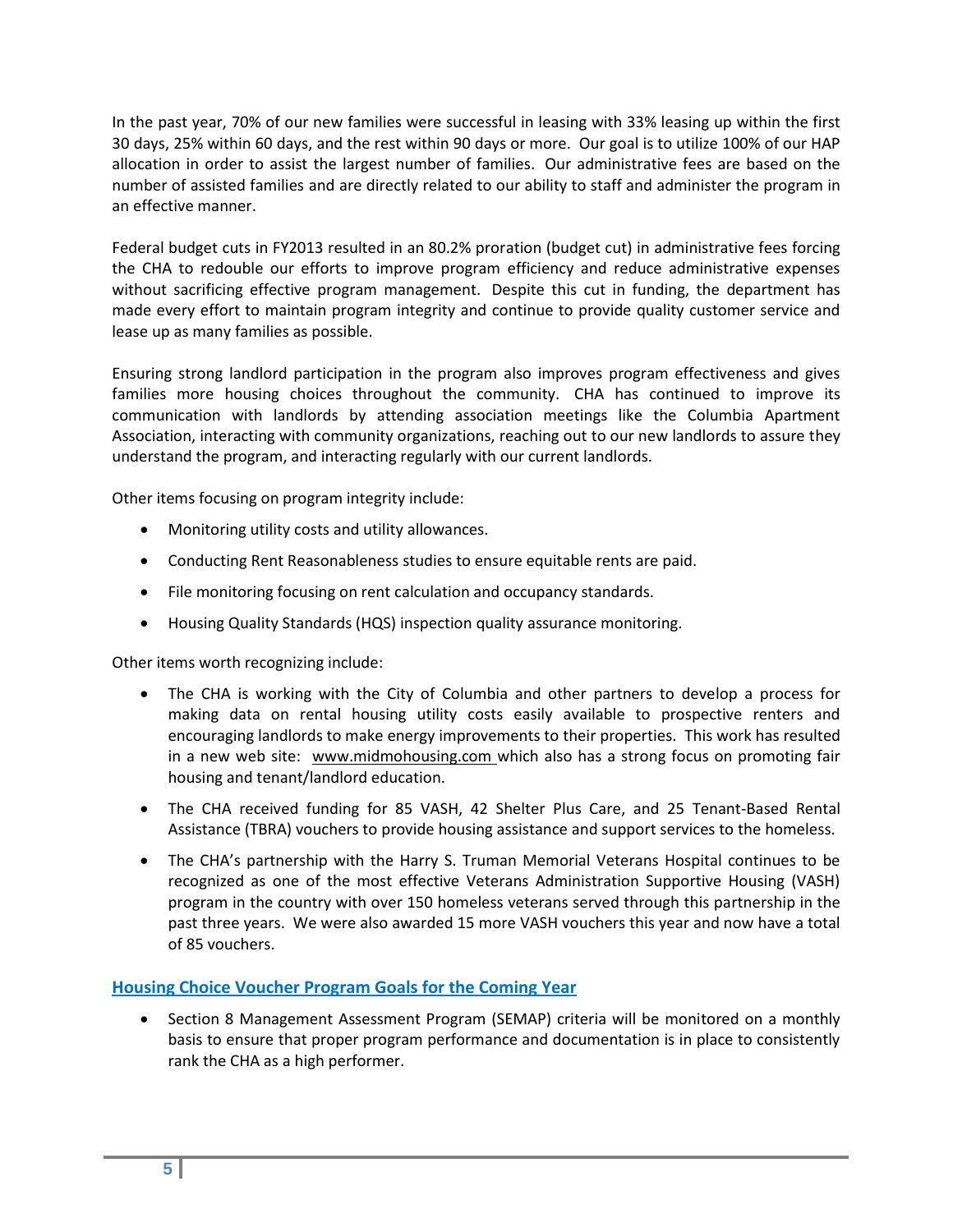In the past year, 70% of our new families were successful in leasing with 33% leasing up within the first 30 days, 25% within 60 days, and the rest within 90 days or more. Our goal is to utilize 100% of our HAP allocation in order to assist the largest number of families. Our administrative fees are based on the number of assisted families and are directly related to our ability to staff and administer the program in an effective manner.

Federal budget cuts in FY2013 resulted in an 80.2% proration (budget cut) in administrative fees forcing the CHA to redouble our efforts to improve program efficiency and reduce administrative expenses without sacrificing effective program management. Despite this cut in funding, the department has made every effort to maintain program integrity and continue to provide quality customer service and lease up as many families as possible.

Ensuring strong landlord participation in the program also improves program effectiveness and gives families more housing choices throughout the community. CHA has continued to improve its communication with landlords by attending association meetings like the Columbia Apartment Association, interacting with community organizations, reaching out to our new landlords to assure they understand the program, and interacting regularly with our current landlords.

Other items focusing on program integrity include:

- Monitoring utility costs and utility allowances.
- Conducting Rent Reasonableness studies to ensure equitable rents are paid.
- File monitoring focusing on rent calculation and occupancy standards.
- Housing Quality Standards (HQS) inspection quality assurance monitoring.

Other items worth recognizing include:

- The CHA is working with the City of Columbia and other partners to develop a process for making data on rental housing utility costs easily available to prospective renters and encouraging landlords to make energy improvements to their properties. This work has resulted in a new web site: www.midmohousing.com which also has a strong focus on promoting fair housing and tenant/landlord education.
- The CHA received funding for 85 VASH, 42 Shelter Plus Care, and 25 Tenant-Based Rental Assistance (TBRA) vouchers to provide housing assistance and support services to the homeless.
- The CHA's partnership with the Harry S. Truman Memorial Veterans Hospital continues to be recognized as one of the most effective Veterans Administration Supportive Housing (VASH) program in the country with over 150 homeless veterans served through this partnership in the past three years. We were also awarded 15 more VASH vouchers this year and now have a total of 85 vouchers.

## Housing Choice Voucher Program Goals for the Coming Year

- Section 8 Management Assessment Program (SEMAP) criteria will be monitored on a monthly basis to ensure that proper program performance and documentation is in place to consistently rank the CHA as a high performer.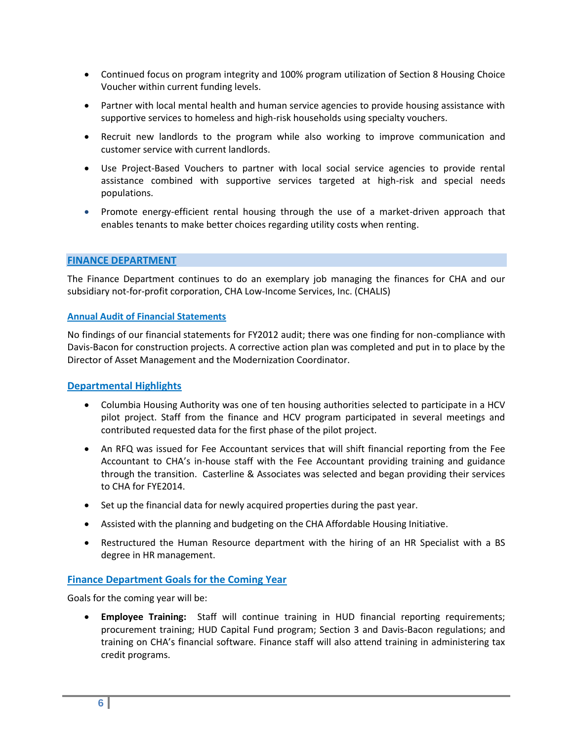- Continued focus on program integrity and 100% program utilization of Section 8 Housing Choice Voucher within current funding levels.
- Partner with local mental health and human service agencies to provide housing assistance with supportive services to homeless and high-risk households using specialty vouchers.
- Recruit new landlords to the program while also working to improve communication and customer service with current landlords.
- Use Project-Based Vouchers to partner with local social service agencies to provide rental assistance combined with supportive services targeted at high-risk and special needs populations.
- Promote energy-efficient rental housing through the use of a market-driven approach that enables tenants to make better choices regarding utility costs when renting.

## FINANCE DEPARTMENT

The Finance Department continues to do an exemplary job managing the finances for CHA and our subsidiary not-for-profit corporation, CHA Low-Income Services, Inc. (CHALIS)

### Annual Audit of Financial Statements

No findings of our financial statements for FY2012 audit; there was one finding for non-compliance with Davis-Bacon for construction projects. A corrective action plan was completed and put in to place by the Director of Asset Management and the Modernization Coordinator.

### Departmental Highlights

- Columbia Housing Authority was one of ten housing authorities selected to participate in a HCV pilot project. Staff from the finance and HCV program participated in several meetings and contributed requested data for the first phase of the pilot project.
- An RFQ was issued for Fee Accountant services that will shift financial reporting from the Fee Accountant to CHA's in-house staff with the Fee Accountant providing training and guidance through the transition. Casterline & Associates was selected and began providing their services to CHA for FYE2014.
- Set up the financial data for newly acquired properties during the past year.
- Assisted with the planning and budgeting on the CHA Affordable Housing Initiative.
- Restructured the Human Resource department with the hiring of an HR Specialist with a BS degree in HR management.

### Finance Department Goals for the Coming Year

Goals for the coming year will be:

- **Employee Training:** Staff will continue training in HUD financial reporting requirements; procurement training; HUD Capital Fund program; Section 3 and Davis-Bacon regulations; and training on CHA's financial software. Finance staff will also attend training in administering tax credit programs.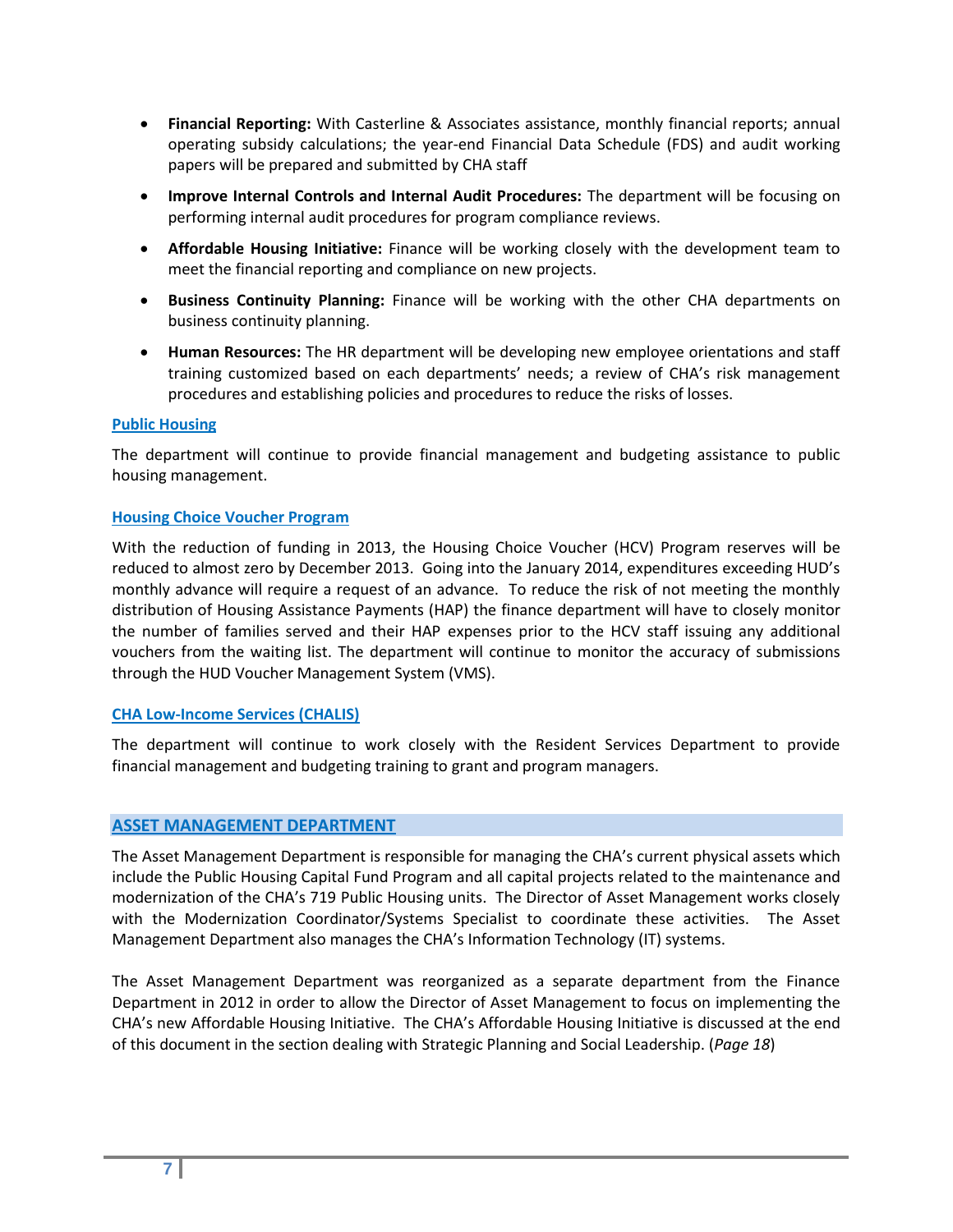- **Financial Reporting:** With Casterline & Associates assistance, monthly financial reports; annual operating subsidy calculations; the year-end Financial Data Schedule (FDS) and audit working papers will be prepared and submitted by CHA staff
- **Improve Internal Controls and Internal Audit Procedures:** The department will be focusing on performing internal audit procedures for program compliance reviews.
- **Affordable Housing Initiative:** Finance will be working closely with the development team to meet the financial reporting and compliance on new projects.
- **Business Continuity Planning:** Finance will be working with the other CHA departments on business continuity planning.
- **Human Resources:** The HR department will be developing new employee orientations and staff training customized based on each departments' needs; a review of CHA's risk management procedures and establishing policies and procedures to reduce the risks of losses.

### Public Housing

The department will continue to provide financial management and budgeting assistance to public housing management.

### Housing Choice Voucher Program

With the reduction of funding in 2013, the Housing Choice Voucher (HCV) Program reserves will be reduced to almost zero by December 2013. Going into the January 2014, expenditures exceeding HUD's monthly advance will require a request of an advance. To reduce the risk of not meeting the monthly distribution of Housing Assistance Payments (HAP) the finance department will have to closely monitor the number of families served and their HAP expenses prior to the HCV staff issuing any additional vouchers from the waiting list. The department will continue to monitor the accuracy of submissions through the HUD Voucher Management System (VMS).

### CHA Low-Income Services (CHALIS)

The department will continue to work closely with the Resident Services Department to provide financial management and budgeting training to grant and program managers.

## ASSET MANAGEMENT DEPARTMENT

The Asset Management Department is responsible for managing the CHA's current physical assets which include the Public Housing Capital Fund Program and all capital projects related to the maintenance and modernization of the CHA's 719 Public Housing units. The Director of Asset Management works closely with the Modernization Coordinator/Systems Specialist to coordinate these activities. The Asset Management Department also manages the CHA's Information Technology (IT) systems.

The Asset Management Department was reorganized as a separate department from the Finance Department in 2012 in order to allow the Director of Asset Management to focus on implementing the CHA's new Affordable Housing Initiative. The CHA's Affordable Housing Initiative is discussed at the end of this document in the section dealing with Strategic Planning and Social Leadership. (*Page 18*)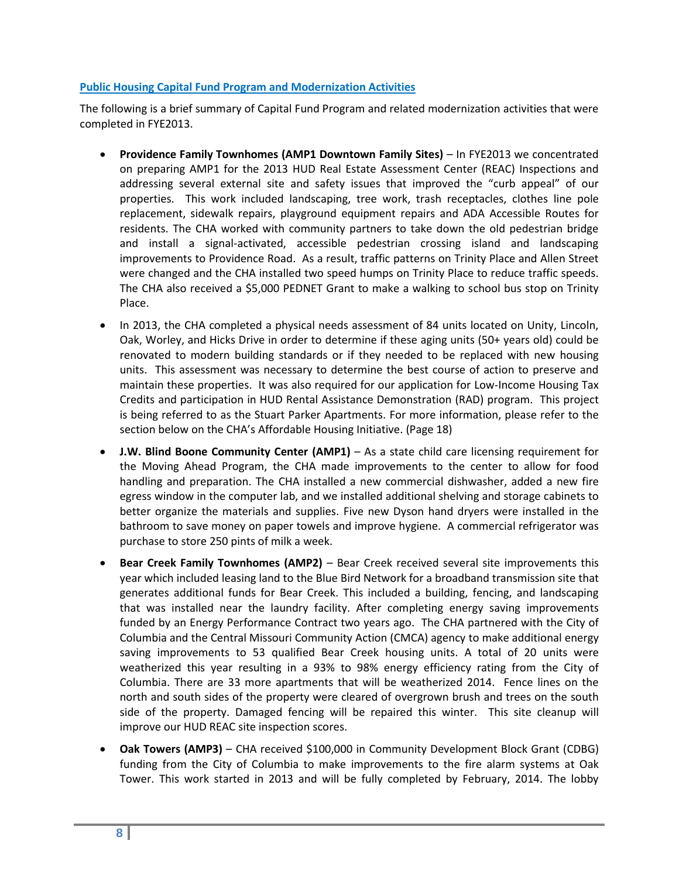## Public Housing Capital Fund Program and Modernization Activities

The following is a brief summary of Capital Fund Program and related modernization activities that were completed in FYE2013.

- **Providence Family Townhomes (AMP1 Downtown Family Sites)** – In FYE2013 we concentrated on preparing AMP1 for the 2013 HUD Real Estate Assessment Center (REAC) Inspections and addressing several external site and safety issues that improved the "curb appeal" of our properties. This work included landscaping, tree work, trash receptacles, clothes line pole replacement, sidewalk repairs, playground equipment repairs and ADA Accessible Routes for residents. The CHA worked with community partners to take down the old pedestrian bridge and install a signal-activated, accessible pedestrian crossing island and landscaping improvements to Providence Road. As a result, traffic patterns on Trinity Place and Allen Street were changed and the CHA installed two speed humps on Trinity Place to reduce traffic speeds. The CHA also received a $5,000 PEDNET Grant to make a walking to school bus stop on Trinity Place.
- In 2013, the CHA completed a physical needs assessment of 84 units located on Unity, Lincoln, Oak, Worley, and Hicks Drive in order to determine if these aging units (50+ years old) could be renovated to modern building standards or if they needed to be replaced with new housing units. This assessment was necessary to determine the best course of action to preserve and maintain these properties. It was also required for our application for Low-Income Housing Tax Credits and participation in HUD Rental Assistance Demonstration (RAD) program. This project is being referred to as the Stuart Parker Apartments. For more information, please refer to the section below on the CHA's Affordable Housing Initiative. (Page 18)
- **J.W. Blind Boone Community Center (AMP1)** – As a state child care licensing requirement for the Moving Ahead Program, the CHA made improvements to the center to allow for food handling and preparation. The CHA installed a new commercial dishwasher, added a new fire egress window in the computer lab, and we installed additional shelving and storage cabinets to better organize the materials and supplies. Five new Dyson hand dryers were installed in the bathroom to save money on paper towels and improve hygiene. A commercial refrigerator was purchase to store 250 pints of milk a week.
- **Bear Creek Family Townhomes (AMP2)** – Bear Creek received several site improvements this year which included leasing land to the Blue Bird Network for a broadband transmission site that generates additional funds for Bear Creek. This included a building, fencing, and landscaping that was installed near the laundry facility. After completing energy saving improvements funded by an Energy Performance Contract two years ago. The CHA partnered with the City of Columbia and the Central Missouri Community Action (CMCA) agency to make additional energy saving improvements to 53 qualified Bear Creek housing units. A total of 20 units were weatherized this year resulting in a 93% to 98% energy efficiency rating from the City of Columbia. There are 33 more apartments that will be weatherized 2014. Fence lines on the north and south sides of the property were cleared of overgrown brush and trees on the south side of the property. Damaged fencing will be repaired this winter. This site cleanup will improve our HUD REAC site inspection scores.
- **Oak Towers (AMP3)** – CHA received $100,000 in Community Development Block Grant (CDBG) funding from the City of Columbia to make improvements to the fire alarm systems at Oak Tower. This work started in 2013 and will be fully completed by February, 2014. The lobby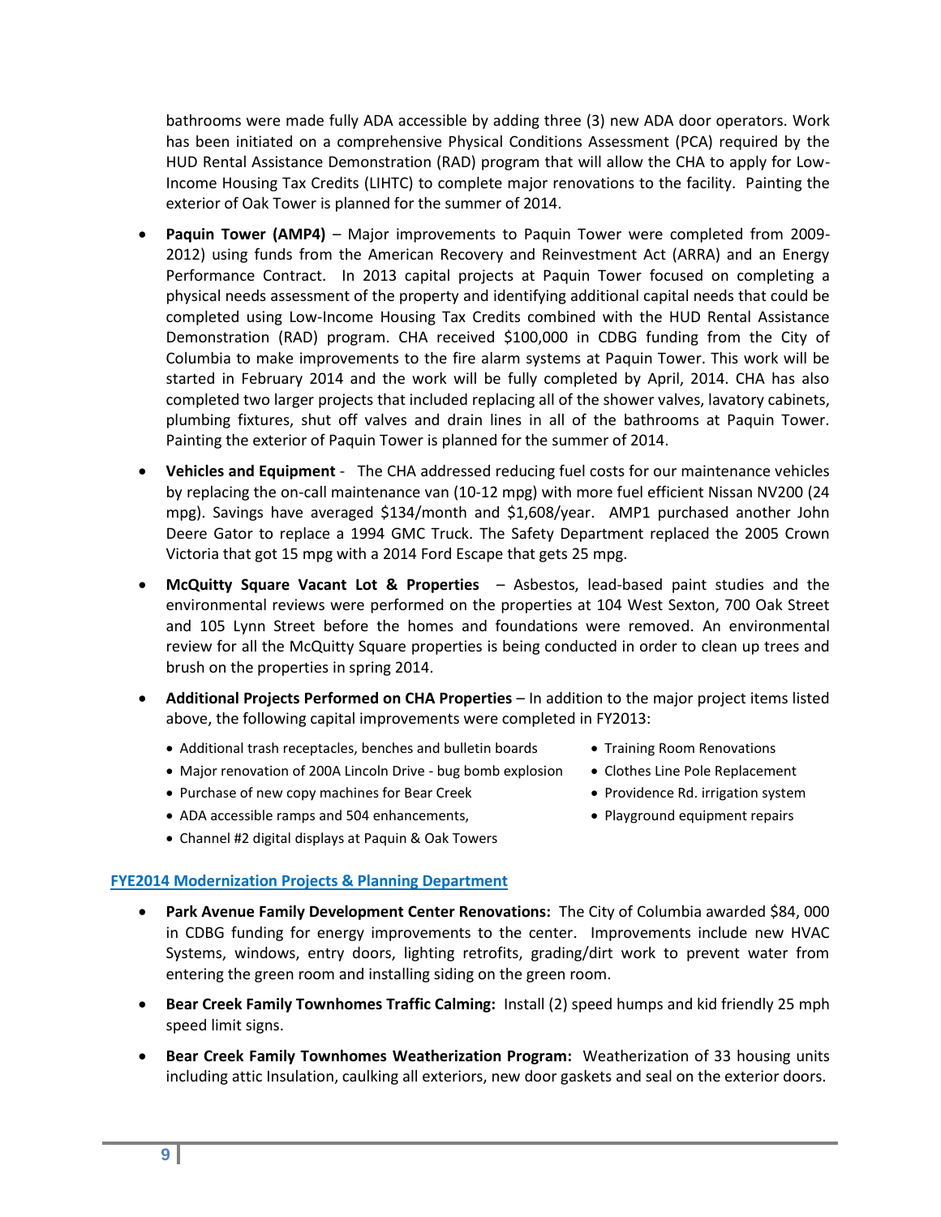bathrooms were made fully ADA accessible by adding three (3) new ADA door operators. Work has been initiated on a comprehensive Physical Conditions Assessment (PCA) required by the HUD Rental Assistance Demonstration (RAD) program that will allow the CHA to apply for Low-Income Housing Tax Credits (LIHTC) to complete major renovations to the facility. Painting the exterior of Oak Tower is planned for the summer of 2014.

- **Paquin Tower (AMP4)** – Major improvements to Paquin Tower were completed from 2009-2012) using funds from the American Recovery and Reinvestment Act (ARRA) and an Energy Performance Contract. In 2013 capital projects at Paquin Tower focused on completing a physical needs assessment of the property and identifying additional capital needs that could be completed using Low-Income Housing Tax Credits combined with the HUD Rental Assistance Demonstration (RAD) program. CHA received $100,000 in CDBG funding from the City of Columbia to make improvements to the fire alarm systems at Paquin Tower. This work will be started in February 2014 and the work will be fully completed by April, 2014. CHA has also completed two larger projects that included replacing all of the shower valves, lavatory cabinets, plumbing fixtures, shut off valves and drain lines in all of the bathrooms at Paquin Tower. Painting the exterior of Paquin Tower is planned for the summer of 2014.
- **Vehicles and Equipment** - The CHA addressed reducing fuel costs for our maintenance vehicles by replacing the on-call maintenance van (10-12 mpg) with more fuel efficient Nissan NV200 (24 mpg). Savings have averaged $134/month and $1,608/year. AMP1 purchased another John Deere Gator to replace a 1994 GMC Truck. The Safety Department replaced the 2005 Crown Victoria that got 15 mpg with a 2014 Ford Escape that gets 25 mpg.
- **McQuitty Square Vacant Lot & Properties** – Asbestos, lead-based paint studies and the environmental reviews were performed on the properties at 104 West Sexton, 700 Oak Street and 105 Lynn Street before the homes and foundations were removed. An environmental review for all the McQuitty Square properties is being conducted in order to clean up trees and brush on the properties in spring 2014.
- **Additional Projects Performed on CHA Properties** – In addition to the major project items listed above, the following capital improvements were completed in FY2013:
  - Additional trash receptacles, benches and bulletin boards
  - Major renovation of 200A Lincoln Drive - bug bomb explosion
  - Purchase of new copy machines for Bear Creek
  - ADA accessible ramps and 504 enhancements,
  - Channel #2 digital displays at Paquin & Oak Towers
  - Training Room Renovations
  - Clothes Line Pole Replacement
  - Providence Rd. irrigation system
  - Playground equipment repairs

## FYE2014 Modernization Projects & Planning Department

- **Park Avenue Family Development Center Renovations:** The City of Columbia awarded $84, 000 in CDBG funding for energy improvements to the center. Improvements include new HVAC Systems, windows, entry doors, lighting retrofits, grading/dirt work to prevent water from entering the green room and installing siding on the green room.
- **Bear Creek Family Townhomes Traffic Calming:** Install (2) speed humps and kid friendly 25 mph speed limit signs.
- **Bear Creek Family Townhomes Weatherization Program:** Weatherization of 33 housing units including attic Insulation, caulking all exteriors, new door gaskets and seal on the exterior doors.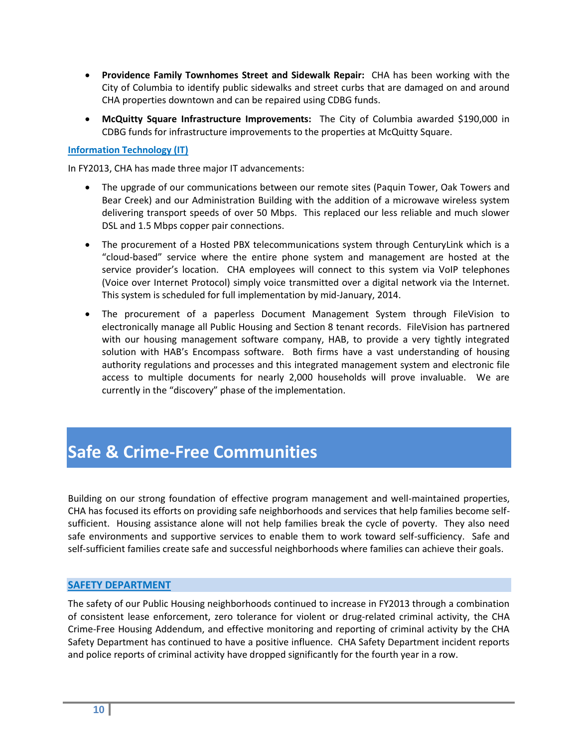- **Providence Family Townhomes Street and Sidewalk Repair:** CHA has been working with the City of Columbia to identify public sidewalks and street curbs that are damaged on and around CHA properties downtown and can be repaired using CDBG funds.
- **McQuitty Square Infrastructure Improvements:** The City of Columbia awarded $190,000 in CDBG funds for infrastructure improvements to the properties at McQuitty Square.

### Information Technology (IT)

In FY2013, CHA has made three major IT advancements:

- The upgrade of our communications between our remote sites (Paquin Tower, Oak Towers and Bear Creek) and our Administration Building with the addition of a microwave wireless system delivering transport speeds of over 50 Mbps. This replaced our less reliable and much slower DSL and 1.5 Mbps copper pair connections.
- The procurement of a Hosted PBX telecommunications system through CenturyLink which is a "cloud-based" service where the entire phone system and management are hosted at the service provider's location. CHA employees will connect to this system via VoIP telephones (Voice over Internet Protocol) simply voice transmitted over a digital network via the Internet. This system is scheduled for full implementation by mid-January, 2014.
- The procurement of a paperless Document Management System through FileVision to electronically manage all Public Housing and Section 8 tenant records. FileVision has partnered with our housing management software company, HAB, to provide a very tightly integrated solution with HAB's Encompass software. Both firms have a vast understanding of housing authority regulations and processes and this integrated management system and electronic file access to multiple documents for nearly 2,000 households will prove invaluable. We are currently in the "discovery" phase of the implementation.

# Safe & Crime-Free Communities

Building on our strong foundation of effective program management and well-maintained properties, CHA has focused its efforts on providing safe neighborhoods and services that help families become self-sufficient. Housing assistance alone will not help families break the cycle of poverty. They also need safe environments and supportive services to enable them to work toward self-sufficiency. Safe and self-sufficient families create safe and successful neighborhoods where families can achieve their goals.

## SAFETY DEPARTMENT

The safety of our Public Housing neighborhoods continued to increase in FY2013 through a combination of consistent lease enforcement, zero tolerance for violent or drug-related criminal activity, the CHA Crime-Free Housing Addendum, and effective monitoring and reporting of criminal activity by the CHA Safety Department has continued to have a positive influence. CHA Safety Department incident reports and police reports of criminal activity have dropped significantly for the fourth year in a row.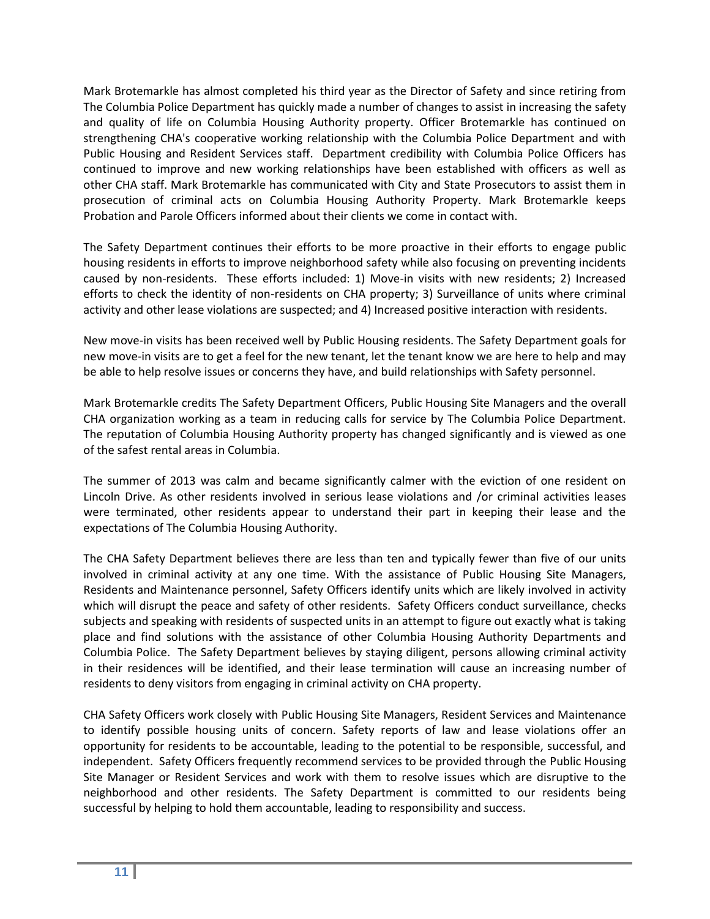Mark Brotemarkle has almost completed his third year as the Director of Safety and since retiring from The Columbia Police Department has quickly made a number of changes to assist in increasing the safety and quality of life on Columbia Housing Authority property. Officer Brotemarkle has continued on strengthening CHA's cooperative working relationship with the Columbia Police Department and with Public Housing and Resident Services staff. Department credibility with Columbia Police Officers has continued to improve and new working relationships have been established with officers as well as other CHA staff. Mark Brotemarkle has communicated with City and State Prosecutors to assist them in prosecution of criminal acts on Columbia Housing Authority Property. Mark Brotemarkle keeps Probation and Parole Officers informed about their clients we come in contact with.

The Safety Department continues their efforts to be more proactive in their efforts to engage public housing residents in efforts to improve neighborhood safety while also focusing on preventing incidents caused by non-residents. These efforts included: 1) Move-in visits with new residents; 2) Increased efforts to check the identity of non-residents on CHA property; 3) Surveillance of units where criminal activity and other lease violations are suspected; and 4) Increased positive interaction with residents.

New move-in visits has been received well by Public Housing residents. The Safety Department goals for new move-in visits are to get a feel for the new tenant, let the tenant know we are here to help and may be able to help resolve issues or concerns they have, and build relationships with Safety personnel.

Mark Brotemarkle credits The Safety Department Officers, Public Housing Site Managers and the overall CHA organization working as a team in reducing calls for service by The Columbia Police Department. The reputation of Columbia Housing Authority property has changed significantly and is viewed as one of the safest rental areas in Columbia.

The summer of 2013 was calm and became significantly calmer with the eviction of one resident on Lincoln Drive. As other residents involved in serious lease violations and /or criminal activities leases were terminated, other residents appear to understand their part in keeping their lease and the expectations of The Columbia Housing Authority.

The CHA Safety Department believes there are less than ten and typically fewer than five of our units involved in criminal activity at any one time. With the assistance of Public Housing Site Managers, Residents and Maintenance personnel, Safety Officers identify units which are likely involved in activity which will disrupt the peace and safety of other residents. Safety Officers conduct surveillance, checks subjects and speaking with residents of suspected units in an attempt to figure out exactly what is taking place and find solutions with the assistance of other Columbia Housing Authority Departments and Columbia Police. The Safety Department believes by staying diligent, persons allowing criminal activity in their residences will be identified, and their lease termination will cause an increasing number of residents to deny visitors from engaging in criminal activity on CHA property.

CHA Safety Officers work closely with Public Housing Site Managers, Resident Services and Maintenance to identify possible housing units of concern. Safety reports of law and lease violations offer an opportunity for residents to be accountable, leading to the potential to be responsible, successful, and independent. Safety Officers frequently recommend services to be provided through the Public Housing Site Manager or Resident Services and work with them to resolve issues which are disruptive to the neighborhood and other residents. The Safety Department is committed to our residents being successful by helping to hold them accountable, leading to responsibility and success.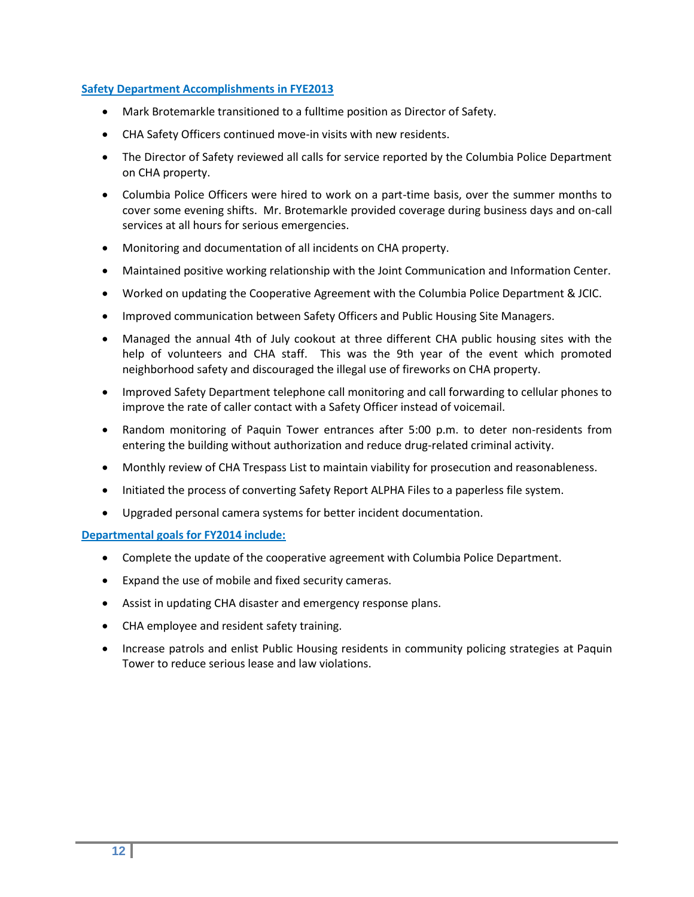## Safety Department Accomplishments in FYE2013

- Mark Brotemarkle transitioned to a fulltime position as Director of Safety.
- CHA Safety Officers continued move-in visits with new residents.
- The Director of Safety reviewed all calls for service reported by the Columbia Police Department on CHA property.
- Columbia Police Officers were hired to work on a part-time basis, over the summer months to cover some evening shifts. Mr. Brotemarkle provided coverage during business days and on-call services at all hours for serious emergencies.
- Monitoring and documentation of all incidents on CHA property.
- Maintained positive working relationship with the Joint Communication and Information Center.
- Worked on updating the Cooperative Agreement with the Columbia Police Department & JCIC.
- Improved communication between Safety Officers and Public Housing Site Managers.
- Managed the annual 4th of July cookout at three different CHA public housing sites with the help of volunteers and CHA staff. This was the 9th year of the event which promoted neighborhood safety and discouraged the illegal use of fireworks on CHA property.
- Improved Safety Department telephone call monitoring and call forwarding to cellular phones to improve the rate of caller contact with a Safety Officer instead of voicemail.
- Random monitoring of Paquin Tower entrances after 5:00 p.m. to deter non-residents from entering the building without authorization and reduce drug-related criminal activity.
- Monthly review of CHA Trespass List to maintain viability for prosecution and reasonableness.
- Initiated the process of converting Safety Report ALPHA Files to a paperless file system.
- Upgraded personal camera systems for better incident documentation.

## Departmental goals for FY2014 include:

- Complete the update of the cooperative agreement with Columbia Police Department.
- Expand the use of mobile and fixed security cameras.
- Assist in updating CHA disaster and emergency response plans.
- CHA employee and resident safety training.
- Increase patrols and enlist Public Housing residents in community policing strategies at Paquin Tower to reduce serious lease and law violations.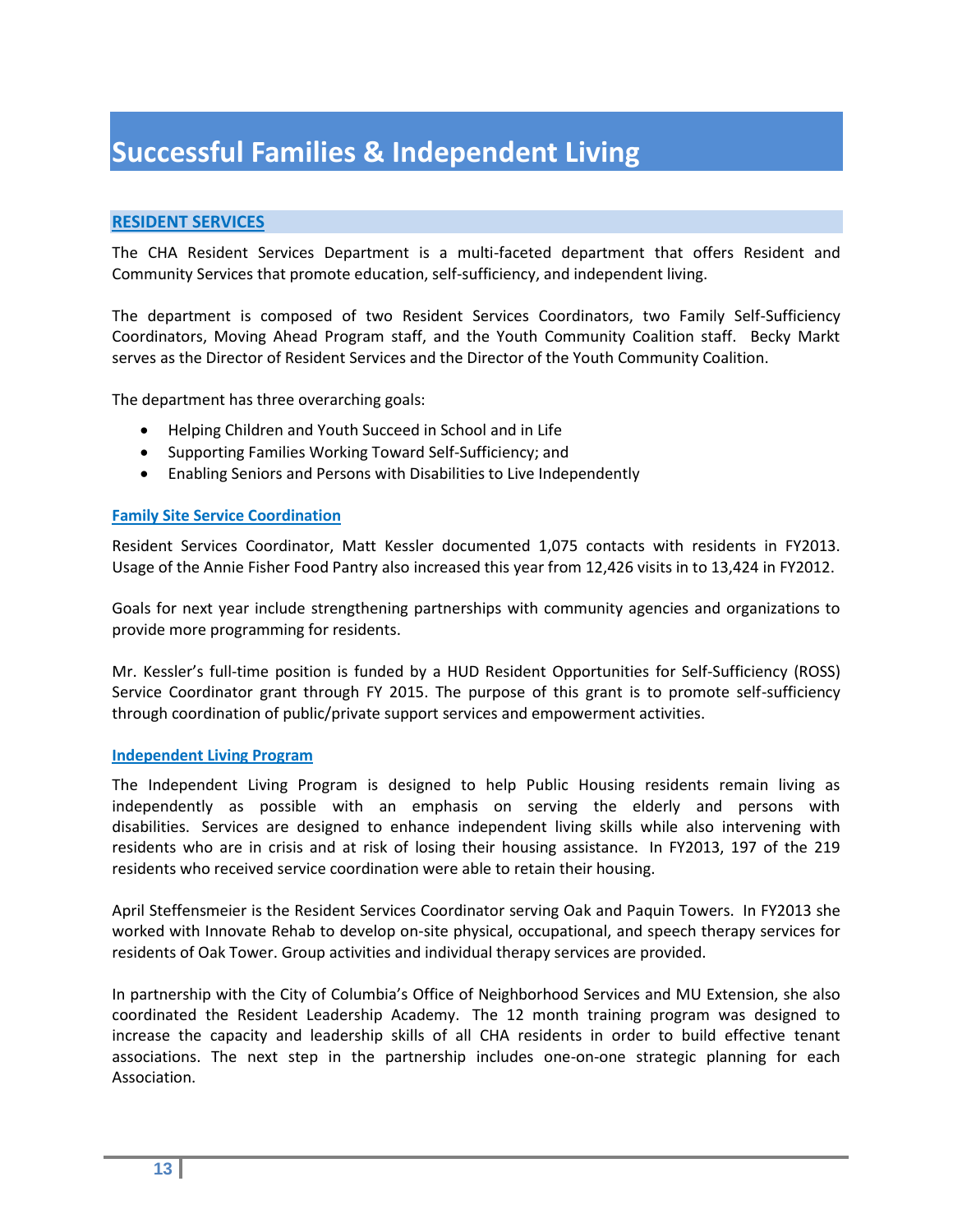# Successful Families & Independent Living

## RESIDENT SERVICES

The CHA Resident Services Department is a multi-faceted department that offers Resident and Community Services that promote education, self-sufficiency, and independent living.

The department is composed of two Resident Services Coordinators, two Family Self-Sufficiency Coordinators, Moving Ahead Program staff, and the Youth Community Coalition staff. Becky Markt serves as the Director of Resident Services and the Director of the Youth Community Coalition.

The department has three overarching goals:

- Helping Children and Youth Succeed in School and in Life
- Supporting Families Working Toward Self-Sufficiency; and
- Enabling Seniors and Persons with Disabilities to Live Independently

### Family Site Service Coordination

Resident Services Coordinator, Matt Kessler documented 1,075 contacts with residents in FY2013. Usage of the Annie Fisher Food Pantry also increased this year from 12,426 visits in to 13,424 in FY2012.

Goals for next year include strengthening partnerships with community agencies and organizations to provide more programming for residents.

Mr. Kessler's full-time position is funded by a HUD Resident Opportunities for Self-Sufficiency (ROSS) Service Coordinator grant through FY 2015. The purpose of this grant is to promote self-sufficiency through coordination of public/private support services and empowerment activities.

### Independent Living Program

The Independent Living Program is designed to help Public Housing residents remain living as independently as possible with an emphasis on serving the elderly and persons with disabilities. Services are designed to enhance independent living skills while also intervening with residents who are in crisis and at risk of losing their housing assistance. In FY2013, 197 of the 219 residents who received service coordination were able to retain their housing.

April Steffensmeier is the Resident Services Coordinator serving Oak and Paquin Towers. In FY2013 she worked with Innovate Rehab to develop on-site physical, occupational, and speech therapy services for residents of Oak Tower. Group activities and individual therapy services are provided.

In partnership with the City of Columbia's Office of Neighborhood Services and MU Extension, she also coordinated the Resident Leadership Academy. The 12 month training program was designed to increase the capacity and leadership skills of all CHA residents in order to build effective tenant associations. The next step in the partnership includes one-on-one strategic planning for each Association.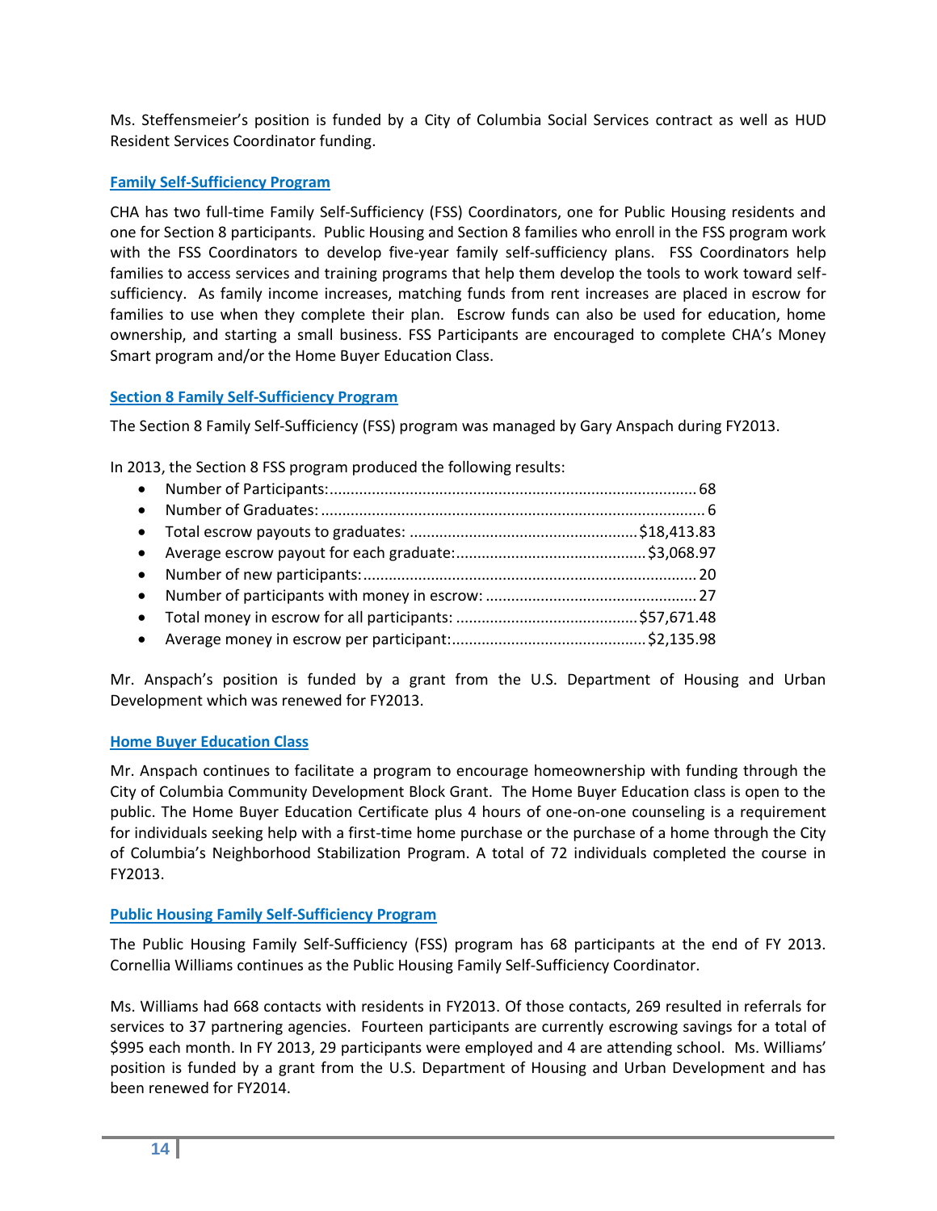Ms. Steffensmeier's position is funded by a City of Columbia Social Services contract as well as HUD Resident Services Coordinator funding.

## Family Self-Sufficiency Program

CHA has two full-time Family Self-Sufficiency (FSS) Coordinators, one for Public Housing residents and one for Section 8 participants. Public Housing and Section 8 families who enroll in the FSS program work with the FSS Coordinators to develop five-year family self-sufficiency plans. FSS Coordinators help families to access services and training programs that help them develop the tools to work toward self-sufficiency. As family income increases, matching funds from rent increases are placed in escrow for families to use when they complete their plan. Escrow funds can also be used for education, home ownership, and starting a small business. FSS Participants are encouraged to complete CHA's Money Smart program and/or the Home Buyer Education Class.

## Section 8 Family Self-Sufficiency Program

The Section 8 Family Self-Sufficiency (FSS) program was managed by Gary Anspach during FY2013.

In 2013, the Section 8 FSS program produced the following results:

- Number of Participants:...................................................................................... 68
- Number of Graduates: ........................................................................................... 6
- Total escrow payouts to graduates: .................................................... $18,413.83
- Average escrow payout for each graduate:............................................ $3,068.97
- Number of new participants:.............................................................................. 20
- Number of participants with money in escrow: ................................................ 27
- Total money in escrow for all participants: .......................................... $57,671.48
- Average money in escrow per participant:............................................. $2,135.98

Mr. Anspach's position is funded by a grant from the U.S. Department of Housing and Urban Development which was renewed for FY2013.

## Home Buyer Education Class

Mr. Anspach continues to facilitate a program to encourage homeownership with funding through the City of Columbia Community Development Block Grant. The Home Buyer Education class is open to the public. The Home Buyer Education Certificate plus 4 hours of one-on-one counseling is a requirement for individuals seeking help with a first-time home purchase or the purchase of a home through the City of Columbia's Neighborhood Stabilization Program. A total of 72 individuals completed the course in FY2013.

## Public Housing Family Self-Sufficiency Program

The Public Housing Family Self-Sufficiency (FSS) program has 68 participants at the end of FY 2013. Cornellia Williams continues as the Public Housing Family Self-Sufficiency Coordinator.

Ms. Williams had 668 contacts with residents in FY2013. Of those contacts, 269 resulted in referrals for services to 37 partnering agencies. Fourteen participants are currently escrowing savings for a total of $995 each month. In FY 2013, 29 participants were employed and 4 are attending school. Ms. Williams' position is funded by a grant from the U.S. Department of Housing and Urban Development and has been renewed for FY2014.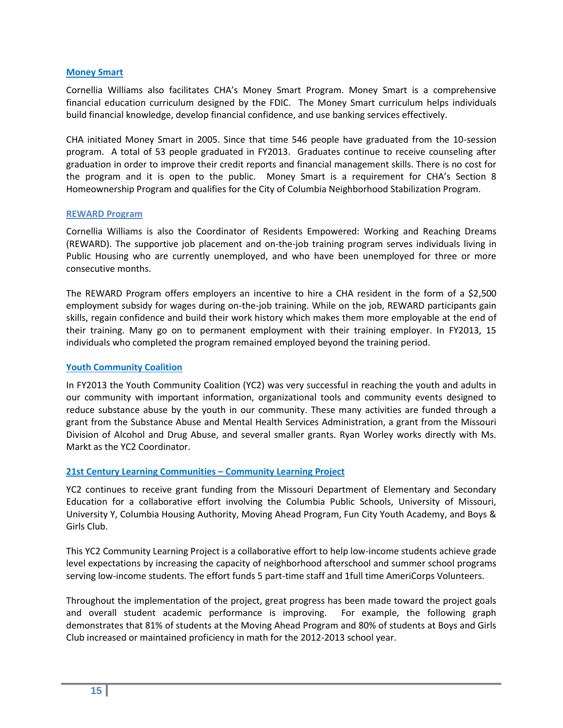## Money Smart

Cornellia Williams also facilitates CHA's Money Smart Program. Money Smart is a comprehensive financial education curriculum designed by the FDIC. The Money Smart curriculum helps individuals build financial knowledge, develop financial confidence, and use banking services effectively.

CHA initiated Money Smart in 2005. Since that time 546 people have graduated from the 10-session program. A total of 53 people graduated in FY2013. Graduates continue to receive counseling after graduation in order to improve their credit reports and financial management skills. There is no cost for the program and it is open to the public. Money Smart is a requirement for CHA's Section 8 Homeownership Program and qualifies for the City of Columbia Neighborhood Stabilization Program.

## REWARD Program

Cornellia Williams is also the Coordinator of Residents Empowered: Working and Reaching Dreams (REWARD). The supportive job placement and on-the-job training program serves individuals living in Public Housing who are currently unemployed, and who have been unemployed for three or more consecutive months.

The REWARD Program offers employers an incentive to hire a CHA resident in the form of a $2,500 employment subsidy for wages during on-the-job training. While on the job, REWARD participants gain skills, regain confidence and build their work history which makes them more employable at the end of their training. Many go on to permanent employment with their training employer. In FY2013, 15 individuals who completed the program remained employed beyond the training period.

## Youth Community Coalition

In FY2013 the Youth Community Coalition (YC2) was very successful in reaching the youth and adults in our community with important information, organizational tools and community events designed to reduce substance abuse by the youth in our community. These many activities are funded through a grant from the Substance Abuse and Mental Health Services Administration, a grant from the Missouri Division of Alcohol and Drug Abuse, and several smaller grants. Ryan Worley works directly with Ms. Markt as the YC2 Coordinator.

## 21st Century Learning Communities – Community Learning Project

YC2 continues to receive grant funding from the Missouri Department of Elementary and Secondary Education for a collaborative effort involving the Columbia Public Schools, University of Missouri, University Y, Columbia Housing Authority, Moving Ahead Program, Fun City Youth Academy, and Boys & Girls Club.

This YC2 Community Learning Project is a collaborative effort to help low-income students achieve grade level expectations by increasing the capacity of neighborhood afterschool and summer school programs serving low-income students. The effort funds 5 part-time staff and 1full time AmeriCorps Volunteers.

Throughout the implementation of the project, great progress has been made toward the project goals and overall student academic performance is improving. For example, the following graph demonstrates that 81% of students at the Moving Ahead Program and 80% of students at Boys and Girls Club increased or maintained proficiency in math for the 2012-2013 school year.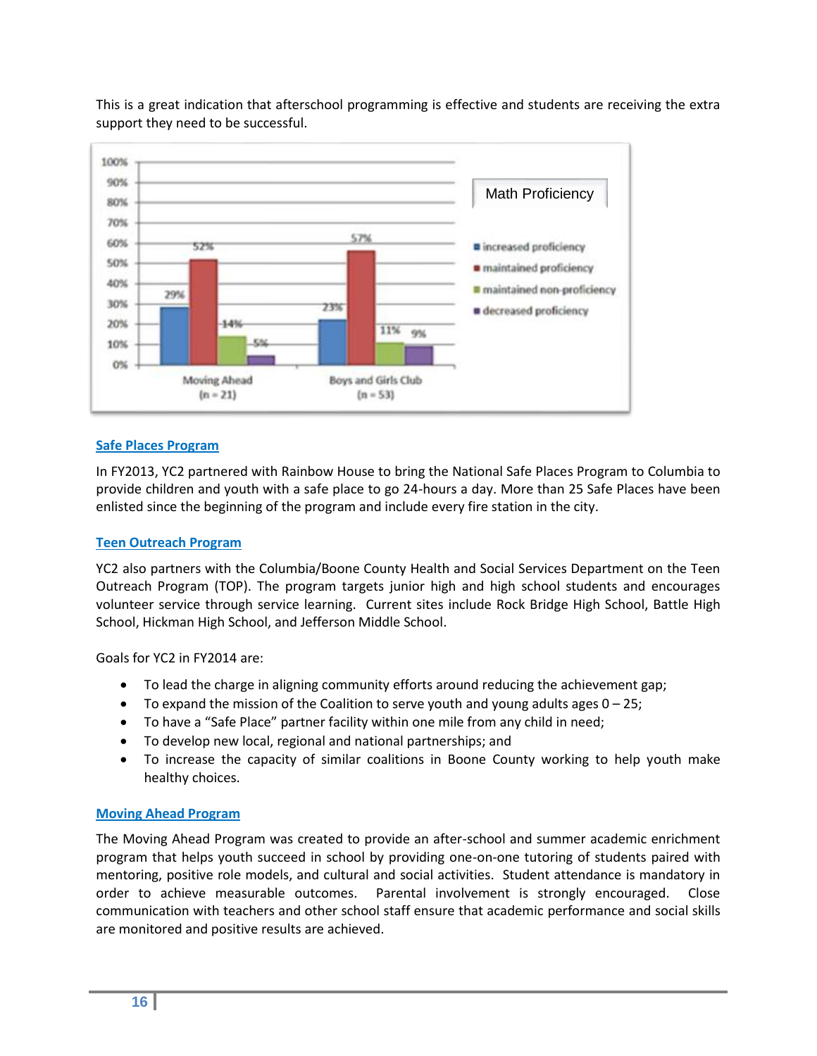This is a great indication that afterschool programming is effective and students are receiving the extra support they need to be successful.

**Math Proficiency**

| | increased proficiency | maintained proficiency | maintained non-proficiency | decreased proficiency |
|---|---|---|---|---|
| Moving Ahead (n = 21) | 29% | 52% | 14% | 5% |
| Boys and Girls Club (n = 53) | 23% | 57% | 11% | 9% |

### Safe Places Program

In FY2013, YC2 partnered with Rainbow House to bring the National Safe Places Program to Columbia to provide children and youth with a safe place to go 24-hours a day. More than 25 Safe Places have been enlisted since the beginning of the program and include every fire station in the city.

### Teen Outreach Program

YC2 also partners with the Columbia/Boone County Health and Social Services Department on the Teen Outreach Program (TOP). The program targets junior high and high school students and encourages volunteer service through service learning. Current sites include Rock Bridge High School, Battle High School, Hickman High School, and Jefferson Middle School.

Goals for YC2 in FY2014 are:

- To lead the charge in aligning community efforts around reducing the achievement gap;
- To expand the mission of the Coalition to serve youth and young adults ages 0 – 25;
- To have a "Safe Place" partner facility within one mile from any child in need;
- To develop new local, regional and national partnerships; and
- To increase the capacity of similar coalitions in Boone County working to help youth make healthy choices.

### Moving Ahead Program

The Moving Ahead Program was created to provide an after-school and summer academic enrichment program that helps youth succeed in school by providing one-on-one tutoring of students paired with mentoring, positive role models, and cultural and social activities. Student attendance is mandatory in order to achieve measurable outcomes. Parental involvement is strongly encouraged. Close communication with teachers and other school staff ensure that academic performance and social skills are monitored and positive results are achieved.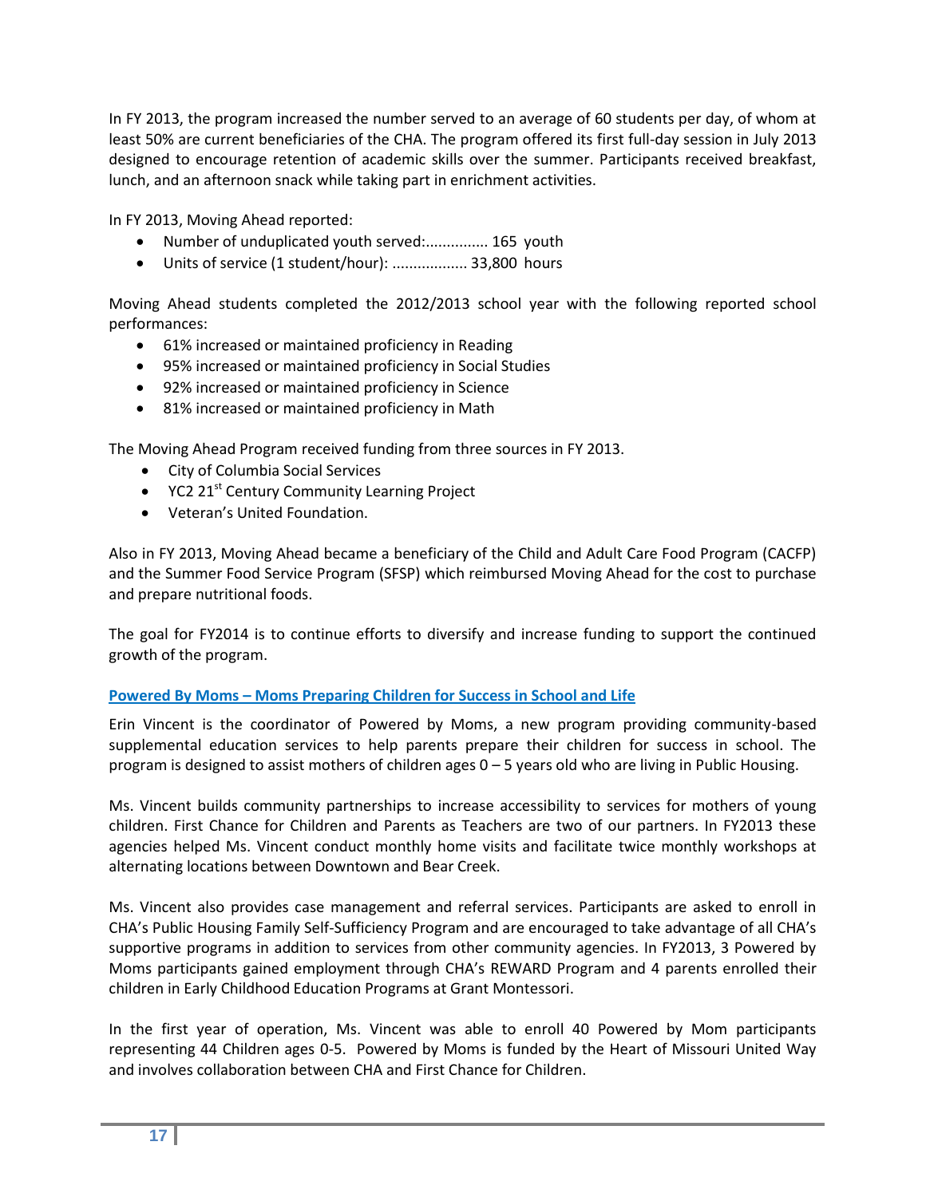In FY 2013, the program increased the number served to an average of 60 students per day, of whom at least 50% are current beneficiaries of the CHA. The program offered its first full-day session in July 2013 designed to encourage retention of academic skills over the summer. Participants received breakfast, lunch, and an afternoon snack while taking part in enrichment activities.

In FY 2013, Moving Ahead reported:

- Number of unduplicated youth served:............... 165 youth
- Units of service (1 student/hour): .................. 33,800 hours

Moving Ahead students completed the 2012/2013 school year with the following reported school performances:

- 61% increased or maintained proficiency in Reading
- 95% increased or maintained proficiency in Social Studies
- 92% increased or maintained proficiency in Science
- 81% increased or maintained proficiency in Math

The Moving Ahead Program received funding from three sources in FY 2013.

- City of Columbia Social Services
- YC2 21st Century Community Learning Project
- Veteran's United Foundation.

Also in FY 2013, Moving Ahead became a beneficiary of the Child and Adult Care Food Program (CACFP) and the Summer Food Service Program (SFSP) which reimbursed Moving Ahead for the cost to purchase and prepare nutritional foods.

The goal for FY2014 is to continue efforts to diversify and increase funding to support the continued growth of the program.

**Powered By Moms – Moms Preparing Children for Success in School and Life**

Erin Vincent is the coordinator of Powered by Moms, a new program providing community-based supplemental education services to help parents prepare their children for success in school. The program is designed to assist mothers of children ages 0 – 5 years old who are living in Public Housing.

Ms. Vincent builds community partnerships to increase accessibility to services for mothers of young children. First Chance for Children and Parents as Teachers are two of our partners. In FY2013 these agencies helped Ms. Vincent conduct monthly home visits and facilitate twice monthly workshops at alternating locations between Downtown and Bear Creek.

Ms. Vincent also provides case management and referral services. Participants are asked to enroll in CHA's Public Housing Family Self-Sufficiency Program and are encouraged to take advantage of all CHA's supportive programs in addition to services from other community agencies. In FY2013, 3 Powered by Moms participants gained employment through CHA's REWARD Program and 4 parents enrolled their children in Early Childhood Education Programs at Grant Montessori.

In the first year of operation, Ms. Vincent was able to enroll 40 Powered by Mom participants representing 44 Children ages 0-5. Powered by Moms is funded by the Heart of Missouri United Way and involves collaboration between CHA and First Chance for Children.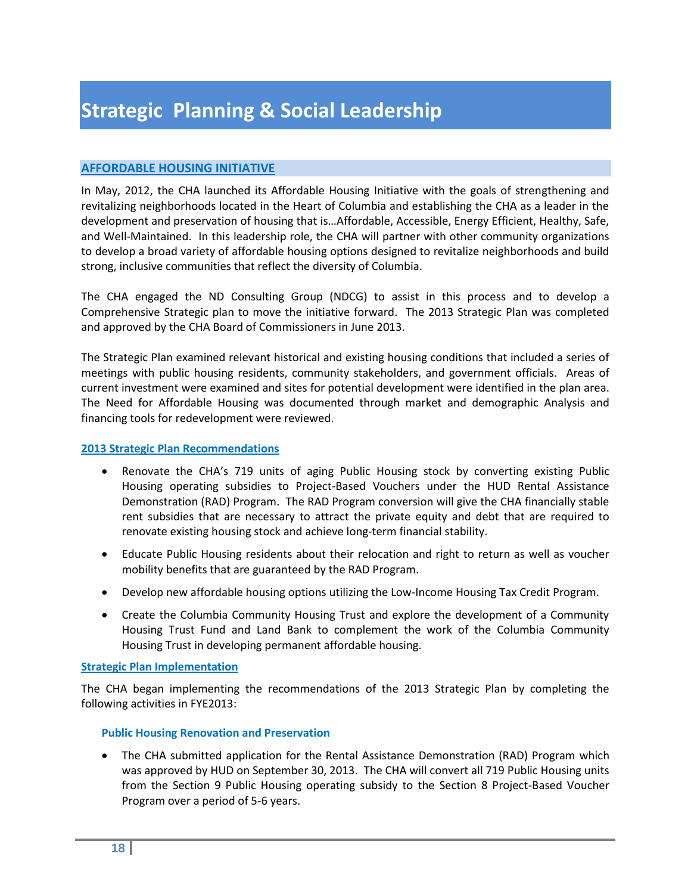# Strategic Planning & Social Leadership

## AFFORDABLE HOUSING INITIATIVE

In May, 2012, the CHA launched its Affordable Housing Initiative with the goals of strengthening and revitalizing neighborhoods located in the Heart of Columbia and establishing the CHA as a leader in the development and preservation of housing that is…Affordable, Accessible, Energy Efficient, Healthy, Safe, and Well-Maintained. In this leadership role, the CHA will partner with other community organizations to develop a broad variety of affordable housing options designed to revitalize neighborhoods and build strong, inclusive communities that reflect the diversity of Columbia.

The CHA engaged the ND Consulting Group (NDCG) to assist in this process and to develop a Comprehensive Strategic plan to move the initiative forward. The 2013 Strategic Plan was completed and approved by the CHA Board of Commissioners in June 2013.

The Strategic Plan examined relevant historical and existing housing conditions that included a series of meetings with public housing residents, community stakeholders, and government officials. Areas of current investment were examined and sites for potential development were identified in the plan area. The Need for Affordable Housing was documented through market and demographic Analysis and financing tools for redevelopment were reviewed.

### 2013 Strategic Plan Recommendations

- Renovate the CHA's 719 units of aging Public Housing stock by converting existing Public Housing operating subsidies to Project-Based Vouchers under the HUD Rental Assistance Demonstration (RAD) Program. The RAD Program conversion will give the CHA financially stable rent subsidies that are necessary to attract the private equity and debt that are required to renovate existing housing stock and achieve long-term financial stability.
- Educate Public Housing residents about their relocation and right to return as well as voucher mobility benefits that are guaranteed by the RAD Program.
- Develop new affordable housing options utilizing the Low-Income Housing Tax Credit Program.
- Create the Columbia Community Housing Trust and explore the development of a Community Housing Trust Fund and Land Bank to complement the work of the Columbia Community Housing Trust in developing permanent affordable housing.

### Strategic Plan Implementation

The CHA began implementing the recommendations of the 2013 Strategic Plan by completing the following activities in FYE2013:

#### Public Housing Renovation and Preservation

- The CHA submitted application for the Rental Assistance Demonstration (RAD) Program which was approved by HUD on September 30, 2013. The CHA will convert all 719 Public Housing units from the Section 9 Public Housing operating subsidy to the Section 8 Project-Based Voucher Program over a period of 5-6 years.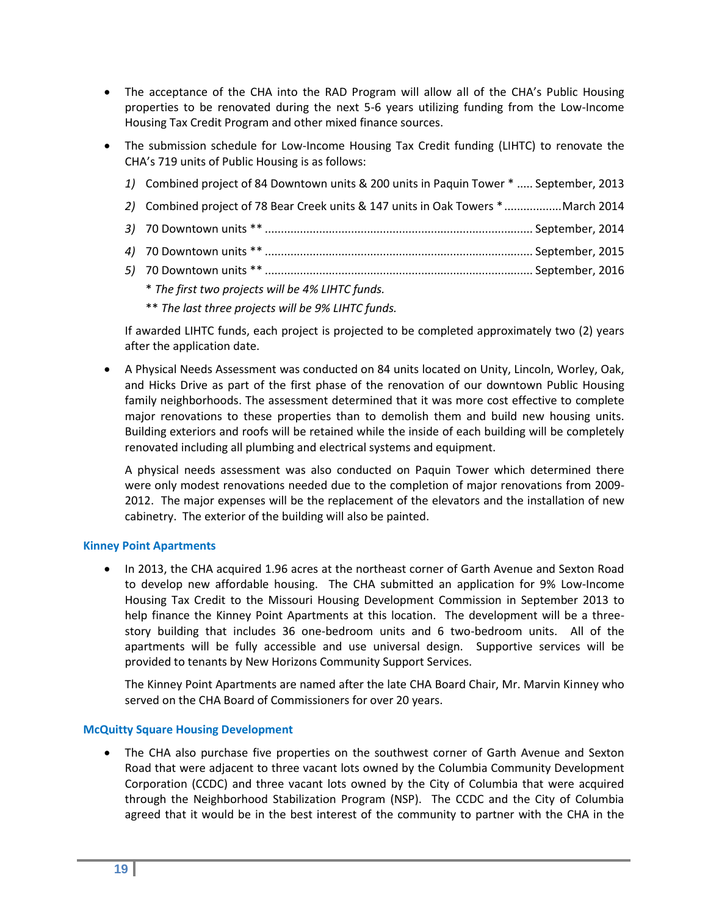- The acceptance of the CHA into the RAD Program will allow all of the CHA's Public Housing properties to be renovated during the next 5-6 years utilizing funding from the Low-Income Housing Tax Credit Program and other mixed finance sources.

- The submission schedule for Low-Income Housing Tax Credit funding (LIHTC) to renovate the CHA's 719 units of Public Housing is as follows:

  1) Combined project of 84 Downtown units & 200 units in Paquin Tower * ..... September, 2013
  2) Combined project of 78 Bear Creek units & 147 units in Oak Towers * ................. March 2014
  3) 70 Downtown units ** .................................................................................. September, 2014
  4) 70 Downtown units ** .................................................................................. September, 2015
  5) 70 Downtown units ** .................................................................................. September, 2016

  \* *The first two projects will be 4% LIHTC funds.*

  \*\* *The last three projects will be 9% LIHTC funds.*

  If awarded LIHTC funds, each project is projected to be completed approximately two (2) years after the application date.

- A Physical Needs Assessment was conducted on 84 units located on Unity, Lincoln, Worley, Oak, and Hicks Drive as part of the first phase of the renovation of our downtown Public Housing family neighborhoods. The assessment determined that it was more cost effective to complete major renovations to these properties than to demolish them and build new housing units. Building exteriors and roofs will be retained while the inside of each building will be completely renovated including all plumbing and electrical systems and equipment.

  A physical needs assessment was also conducted on Paquin Tower which determined there were only modest renovations needed due to the completion of major renovations from 2009-2012. The major expenses will be the replacement of the elevators and the installation of new cabinetry. The exterior of the building will also be painted.

### Kinney Point Apartments

- In 2013, the CHA acquired 1.96 acres at the northeast corner of Garth Avenue and Sexton Road to develop new affordable housing. The CHA submitted an application for 9% Low-Income Housing Tax Credit to the Missouri Housing Development Commission in September 2013 to help finance the Kinney Point Apartments at this location. The development will be a three-story building that includes 36 one-bedroom units and 6 two-bedroom units. All of the apartments will be fully accessible and use universal design. Supportive services will be provided to tenants by New Horizons Community Support Services.

  The Kinney Point Apartments are named after the late CHA Board Chair, Mr. Marvin Kinney who served on the CHA Board of Commissioners for over 20 years.

### McQuitty Square Housing Development

- The CHA also purchase five properties on the southwest corner of Garth Avenue and Sexton Road that were adjacent to three vacant lots owned by the Columbia Community Development Corporation (CCDC) and three vacant lots owned by the City of Columbia that were acquired through the Neighborhood Stabilization Program (NSP). The CCDC and the City of Columbia agreed that it would be in the best interest of the community to partner with the CHA in the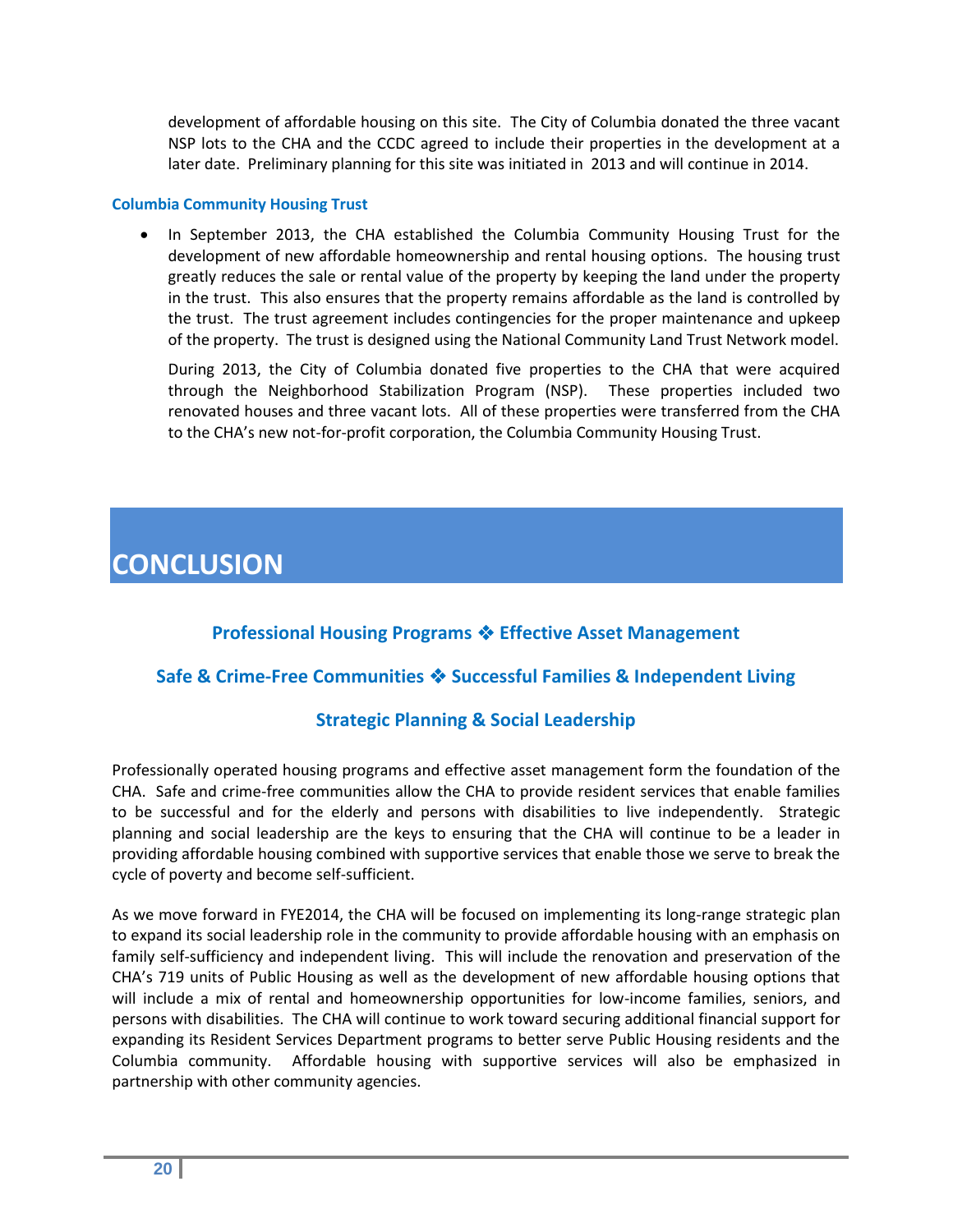development of affordable housing on this site. The City of Columbia donated the three vacant NSP lots to the CHA and the CCDC agreed to include their properties in the development at a later date. Preliminary planning for this site was initiated in 2013 and will continue in 2014.

### Columbia Community Housing Trust

- In September 2013, the CHA established the Columbia Community Housing Trust for the development of new affordable homeownership and rental housing options. The housing trust greatly reduces the sale or rental value of the property by keeping the land under the property in the trust. This also ensures that the property remains affordable as the land is controlled by the trust. The trust agreement includes contingencies for the proper maintenance and upkeep of the property. The trust is designed using the National Community Land Trust Network model.

  During 2013, the City of Columbia donated five properties to the CHA that were acquired through the Neighborhood Stabilization Program (NSP). These properties included two renovated houses and three vacant lots. All of these properties were transferred from the CHA to the CHA's new not-for-profit corporation, the Columbia Community Housing Trust.

# CONCLUSION

**Professional Housing Programs ❖ Effective Asset Management**

**Safe & Crime-Free Communities ❖ Successful Families & Independent Living**

**Strategic Planning & Social Leadership**

Professionally operated housing programs and effective asset management form the foundation of the CHA. Safe and crime-free communities allow the CHA to provide resident services that enable families to be successful and for the elderly and persons with disabilities to live independently. Strategic planning and social leadership are the keys to ensuring that the CHA will continue to be a leader in providing affordable housing combined with supportive services that enable those we serve to break the cycle of poverty and become self-sufficient.

As we move forward in FYE2014, the CHA will be focused on implementing its long-range strategic plan to expand its social leadership role in the community to provide affordable housing with an emphasis on family self-sufficiency and independent living. This will include the renovation and preservation of the CHA's 719 units of Public Housing as well as the development of new affordable housing options that will include a mix of rental and homeownership opportunities for low-income families, seniors, and persons with disabilities. The CHA will continue to work toward securing additional financial support for expanding its Resident Services Department programs to better serve Public Housing residents and the Columbia community. Affordable housing with supportive services will also be emphasized in partnership with other community agencies.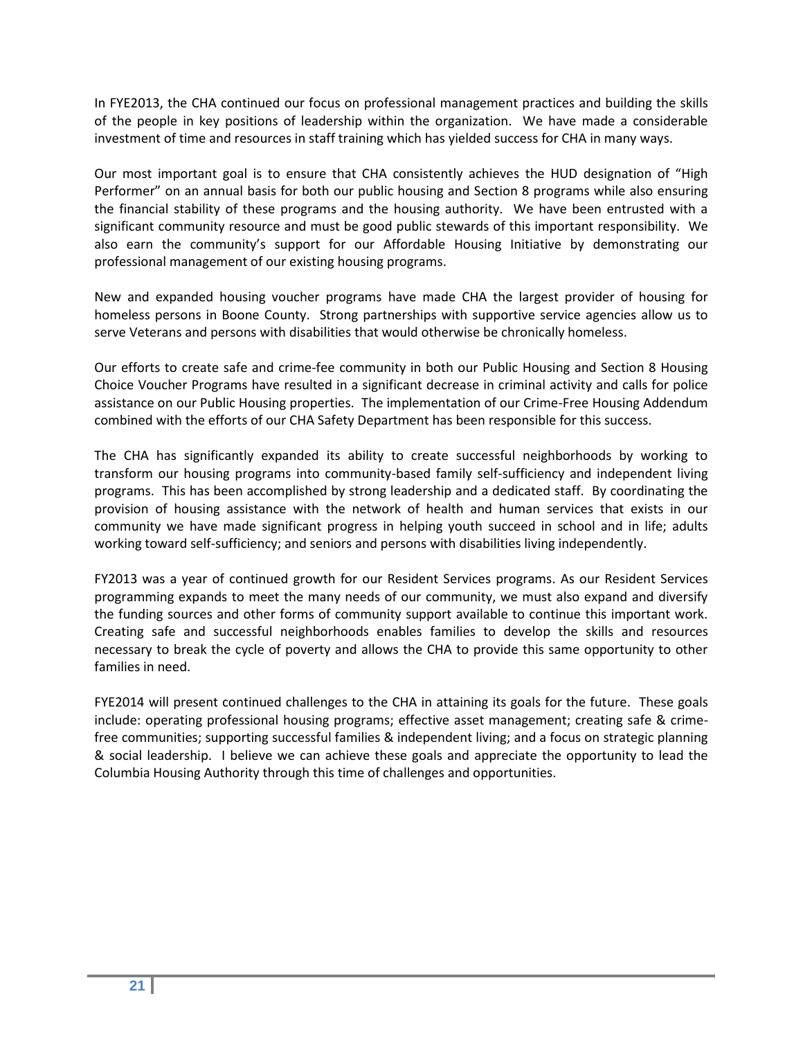In FYE2013, the CHA continued our focus on professional management practices and building the skills of the people in key positions of leadership within the organization. We have made a considerable investment of time and resources in staff training which has yielded success for CHA in many ways.

Our most important goal is to ensure that CHA consistently achieves the HUD designation of "High Performer" on an annual basis for both our public housing and Section 8 programs while also ensuring the financial stability of these programs and the housing authority. We have been entrusted with a significant community resource and must be good public stewards of this important responsibility. We also earn the community's support for our Affordable Housing Initiative by demonstrating our professional management of our existing housing programs.

New and expanded housing voucher programs have made CHA the largest provider of housing for homeless persons in Boone County. Strong partnerships with supportive service agencies allow us to serve Veterans and persons with disabilities that would otherwise be chronically homeless.

Our efforts to create safe and crime-fee community in both our Public Housing and Section 8 Housing Choice Voucher Programs have resulted in a significant decrease in criminal activity and calls for police assistance on our Public Housing properties. The implementation of our Crime-Free Housing Addendum combined with the efforts of our CHA Safety Department has been responsible for this success.

The CHA has significantly expanded its ability to create successful neighborhoods by working to transform our housing programs into community-based family self-sufficiency and independent living programs. This has been accomplished by strong leadership and a dedicated staff. By coordinating the provision of housing assistance with the network of health and human services that exists in our community we have made significant progress in helping youth succeed in school and in life; adults working toward self-sufficiency; and seniors and persons with disabilities living independently.

FY2013 was a year of continued growth for our Resident Services programs. As our Resident Services programming expands to meet the many needs of our community, we must also expand and diversify the funding sources and other forms of community support available to continue this important work. Creating safe and successful neighborhoods enables families to develop the skills and resources necessary to break the cycle of poverty and allows the CHA to provide this same opportunity to other families in need.

FYE2014 will present continued challenges to the CHA in attaining its goals for the future. These goals include: operating professional housing programs; effective asset management; creating safe & crime-free communities; supporting successful families & independent living; and a focus on strategic planning & social leadership. I believe we can achieve these goals and appreciate the opportunity to lead the Columbia Housing Authority through this time of challenges and opportunities.